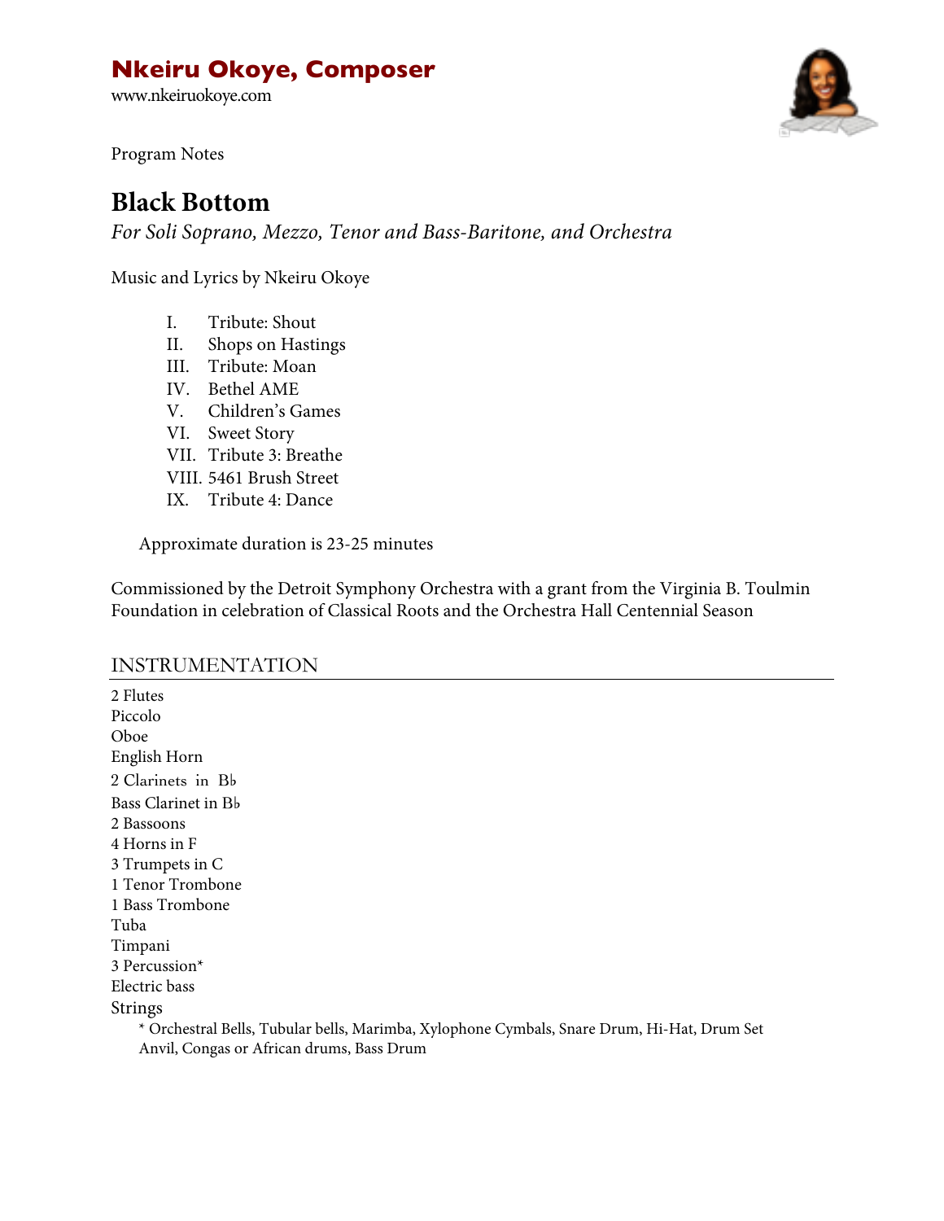# Nkeiru Okoye, Composer

www.nkeiruokoye.com

Program Notes

## Black Bottom

*For Soli Soprano, Mezzo, Tenor and Bass-Baritone, and Orchestra*

Music and Lyrics by Nkeiru Okoye

- I. Tribute: Shout
- II. Shops on Hastings
- III. Tribute: Moan
- IV. Bethel AME
- V. Children's Games
- VI. Sweet Story
- VII. Tribute 3: Breathe
- VIII. 5461 Brush Street
- IX. Tribute 4: Dance

Approximate duration is 23-25 minutes

Commissioned by the Detroit Symphony Orchestra with a grant from the Virginia B. Toulmin Foundation in celebration of Classical Roots and the Orchestra Hall Centennial Season

### INSTRUMENTATION

2 Flutes
Piccolo
Oboe
English Horn
2 Clarinets in B♭
Bass Clarinet in B♭
2 Bassoons
4 Horns in F
3 Trumpets in C
1 Tenor Trombone
1 Bass Trombone
Tuba
Timpani
3 Percussion*
Electric bass
Strings

\* Orchestral Bells, Tubular bells, Marimba, Xylophone Cymbals, Snare Drum, Hi-Hat, Drum Set Anvil, Congas or African drums, Bass Drum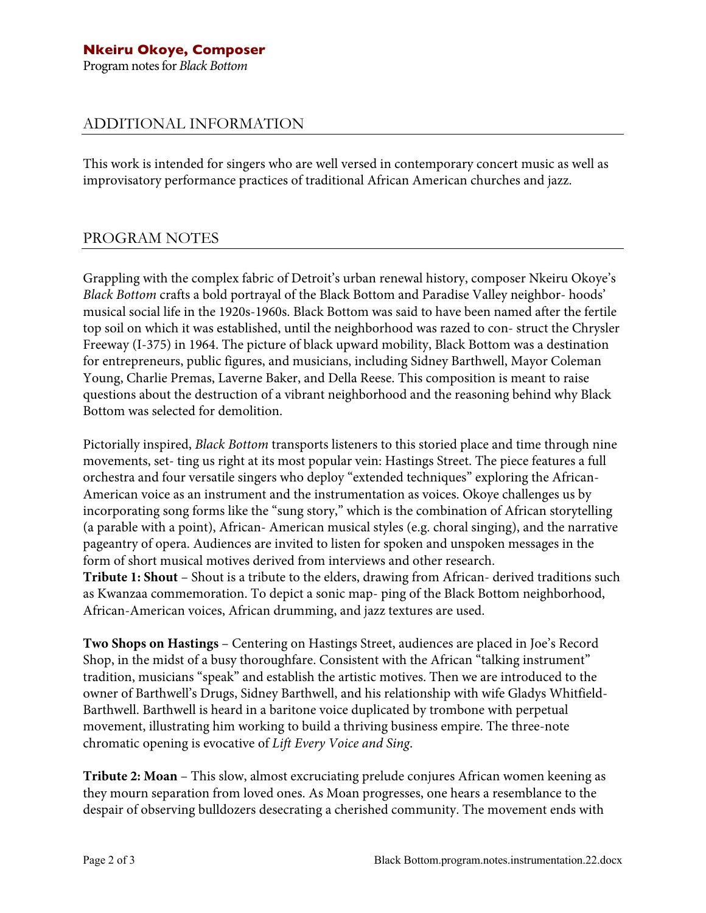## ADDITIONAL INFORMATION

This work is intended for singers who are well versed in contemporary concert music as well as improvisatory performance practices of traditional African American churches and jazz.

## PROGRAM NOTES

Grappling with the complex fabric of Detroit's urban renewal history, composer Nkeiru Okoye's *Black Bottom* crafts a bold portrayal of the Black Bottom and Paradise Valley neighbor- hoods' musical social life in the 1920s-1960s. Black Bottom was said to have been named after the fertile top soil on which it was established, until the neighborhood was razed to con- struct the Chrysler Freeway (I-375) in 1964. The picture of black upward mobility, Black Bottom was a destination for entrepreneurs, public figures, and musicians, including Sidney Barthwell, Mayor Coleman Young, Charlie Premas, Laverne Baker, and Della Reese. This composition is meant to raise questions about the destruction of a vibrant neighborhood and the reasoning behind why Black Bottom was selected for demolition.

Pictorially inspired, *Black Bottom* transports listeners to this storied place and time through nine movements, set- ting us right at its most popular vein: Hastings Street. The piece features a full orchestra and four versatile singers who deploy "extended techniques" exploring the African-American voice as an instrument and the instrumentation as voices. Okoye challenges us by incorporating song forms like the "sung story," which is the combination of African storytelling (a parable with a point), African- American musical styles (e.g. choral singing), and the narrative pageantry of opera. Audiences are invited to listen for spoken and unspoken messages in the form of short musical motives derived from interviews and other research.

**Tribute 1: Shout** – Shout is a tribute to the elders, drawing from African- derived traditions such as Kwanzaa commemoration. To depict a sonic map- ping of the Black Bottom neighborhood, African-American voices, African drumming, and jazz textures are used.

**Two Shops on Hastings** – Centering on Hastings Street, audiences are placed in Joe's Record Shop, in the midst of a busy thoroughfare. Consistent with the African "talking instrument" tradition, musicians "speak" and establish the artistic motives. Then we are introduced to the owner of Barthwell's Drugs, Sidney Barthwell, and his relationship with wife Gladys Whitfield-Barthwell. Barthwell is heard in a baritone voice duplicated by trombone with perpetual movement, illustrating him working to build a thriving business empire. The three-note chromatic opening is evocative of *Lift Every Voice and Sing*.

**Tribute 2: Moan** – This slow, almost excruciating prelude conjures African women keening as they mourn separation from loved ones. As Moan progresses, one hears a resemblance to the despair of observing bulldozers desecrating a cherished community. The movement ends with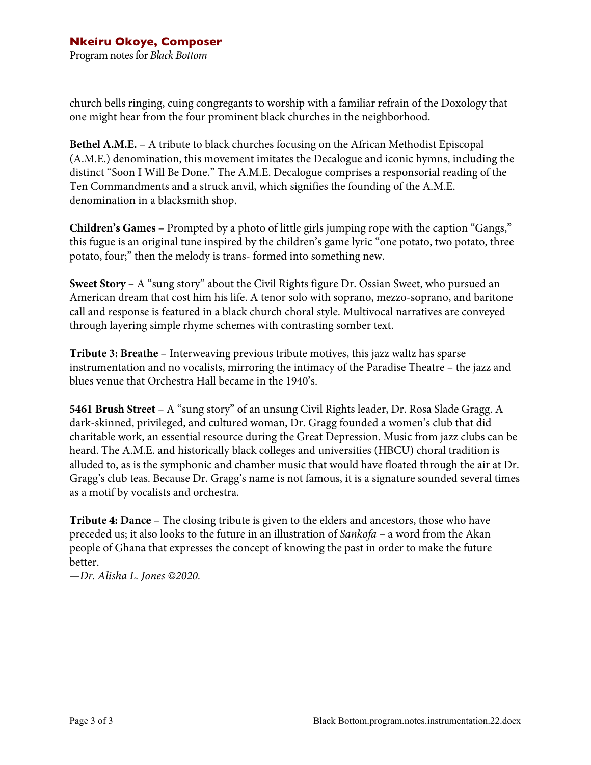church bells ringing, cuing congregants to worship with a familiar refrain of the Doxology that one might hear from the four prominent black churches in the neighborhood.

**Bethel A.M.E.** – A tribute to black churches focusing on the African Methodist Episcopal (A.M.E.) denomination, this movement imitates the Decalogue and iconic hymns, including the distinct "Soon I Will Be Done." The A.M.E. Decalogue comprises a responsorial reading of the Ten Commandments and a struck anvil, which signifies the founding of the A.M.E. denomination in a blacksmith shop.

**Children's Games** – Prompted by a photo of little girls jumping rope with the caption "Gangs," this fugue is an original tune inspired by the children's game lyric "one potato, two potato, three potato, four;" then the melody is trans- formed into something new.

**Sweet Story** – A "sung story" about the Civil Rights figure Dr. Ossian Sweet, who pursued an American dream that cost him his life. A tenor solo with soprano, mezzo-soprano, and baritone call and response is featured in a black church choral style. Multivocal narratives are conveyed through layering simple rhyme schemes with contrasting somber text.

**Tribute 3: Breathe** – Interweaving previous tribute motives, this jazz waltz has sparse instrumentation and no vocalists, mirroring the intimacy of the Paradise Theatre – the jazz and blues venue that Orchestra Hall became in the 1940's.

**5461 Brush Street** – A "sung story" of an unsung Civil Rights leader, Dr. Rosa Slade Gragg. A dark-skinned, privileged, and cultured woman, Dr. Gragg founded a women's club that did charitable work, an essential resource during the Great Depression. Music from jazz clubs can be heard. The A.M.E. and historically black colleges and universities (HBCU) choral tradition is alluded to, as is the symphonic and chamber music that would have floated through the air at Dr. Gragg's club teas. Because Dr. Gragg's name is not famous, it is a signature sounded several times as a motif by vocalists and orchestra.

**Tribute 4: Dance** – The closing tribute is given to the elders and ancestors, those who have preceded us; it also looks to the future in an illustration of *Sankofa* – a word from the Akan people of Ghana that expresses the concept of knowing the past in order to make the future better.

*—Dr. Alisha L. Jones ©2020.*